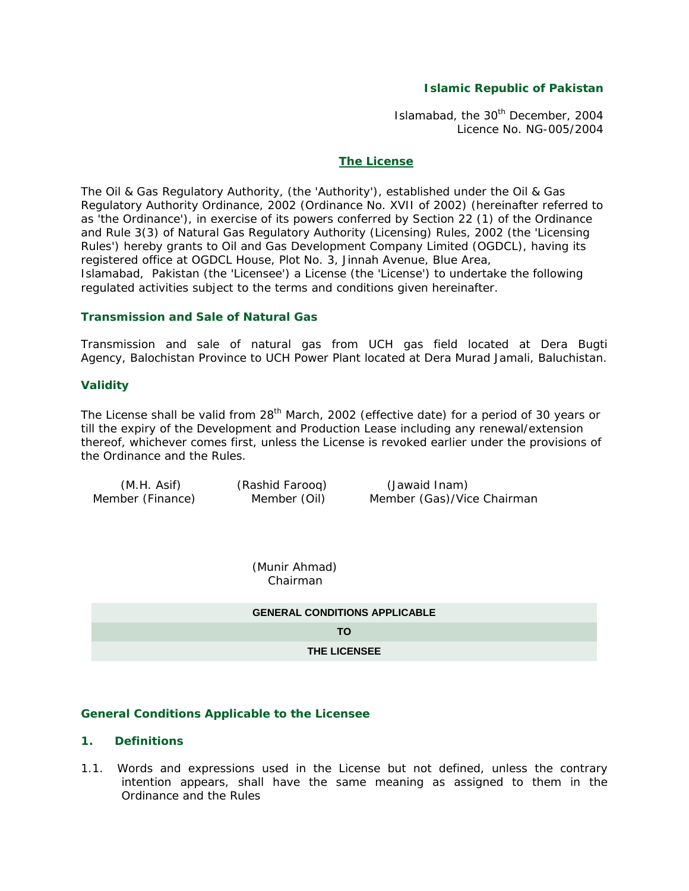**Islamic Republic of Pakistan**

Islamabad, the 30th December, 2004
Licence No. NG-005/2004

## The License

The Oil & Gas Regulatory Authority, (the 'Authority'), established under the Oil & Gas Regulatory Authority Ordinance, 2002 (Ordinance No. XVII of 2002) (hereinafter referred to as 'the Ordinance'), in exercise of its powers conferred by Section 22 (1) of the Ordinance and Rule 3(3) of Natural Gas Regulatory Authority (Licensing) Rules, 2002 (the 'Licensing Rules') hereby grants to Oil and Gas Development Company Limited (OGDCL), having its registered office at OGDCL House, Plot No. 3, Jinnah Avenue, Blue Area, Islamabad, Pakistan (the 'Licensee') a License (the 'License') to undertake the following regulated activities subject to the terms and conditions given hereinafter.

### Transmission and Sale of Natural Gas

Transmission and sale of natural gas from UCH gas field located at Dera Bugti Agency, Balochistan Province to UCH Power Plant located at Dera Murad Jamali, Baluchistan.

### Validity

The License shall be valid from 28th March, 2002 (effective date) for a period of 30 years or till the expiry of the Development and Production Lease including any renewal/extension thereof, whichever comes first, unless the License is revoked earlier under the provisions of the Ordinance and the Rules.

(M.H. Asif)
Member (Finance)

(Rashid Farooq)
Member (Oil)

(Jawaid Inam)
Member (Gas)/Vice Chairman

(Munir Ahmad)
Chairman

**GENERAL CONDITIONS APPLICABLE**

**TO**

**THE LICENSEE**

### General Conditions Applicable to the Licensee

### 1. Definitions

1.1. Words and expressions used in the License but not defined, unless the contrary intention appears, shall have the same meaning as assigned to them in the Ordinance and the Rules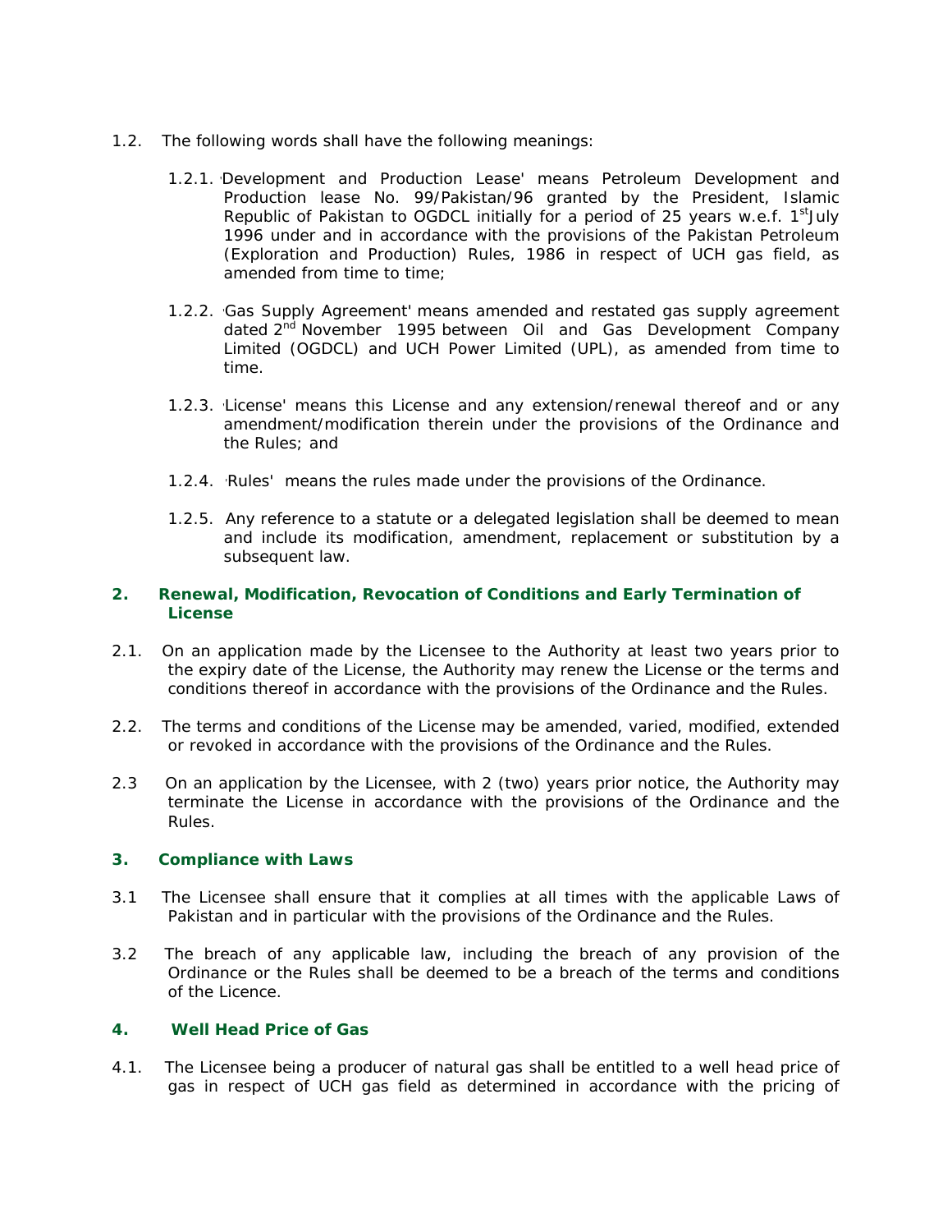1.2. The following words shall have the following meanings:

1.2.1. 'Development and Production Lease' means Petroleum Development and Production lease No. 99/Pakistan/96 granted by the President, Islamic Republic of Pakistan to OGDCL initially for a period of 25 years w.e.f. 1st July 1996 under and in accordance with the provisions of the Pakistan Petroleum (Exploration and Production) Rules, 1986 in respect of UCH gas field, as amended from time to time;

1.2.2. 'Gas Supply Agreement' means amended and restated gas supply agreement dated 2nd November 1995 between Oil and Gas Development Company Limited (OGDCL) and UCH Power Limited (UPL), as amended from time to time.

1.2.3. 'License' means this License and any extension/renewal thereof and or any amendment/modification therein under the provisions of the Ordinance and the Rules; and

1.2.4. 'Rules' means the rules made under the provisions of the Ordinance.

1.2.5. Any reference to a statute or a delegated legislation shall be deemed to mean and include its modification, amendment, replacement or substitution by a subsequent law.

## 2. Renewal, Modification, Revocation of Conditions and Early Termination of License

2.1. On an application made by the Licensee to the Authority at least two years prior to the expiry date of the License, the Authority may renew the License or the terms and conditions thereof in accordance with the provisions of the Ordinance and the Rules.

2.2. The terms and conditions of the License may be amended, varied, modified, extended or revoked in accordance with the provisions of the Ordinance and the Rules.

2.3 On an application by the Licensee, with 2 (two) years prior notice, the Authority may terminate the License in accordance with the provisions of the Ordinance and the Rules.

## 3. Compliance with Laws

3.1 The Licensee shall ensure that it complies at all times with the applicable Laws of Pakistan and in particular with the provisions of the Ordinance and the Rules.

3.2 The breach of any applicable law, including the breach of any provision of the Ordinance or the Rules shall be deemed to be a breach of the terms and conditions of the Licence.

## 4. Well Head Price of Gas

4.1. The Licensee being a producer of natural gas shall be entitled to a well head price of gas in respect of UCH gas field as determined in accordance with the pricing of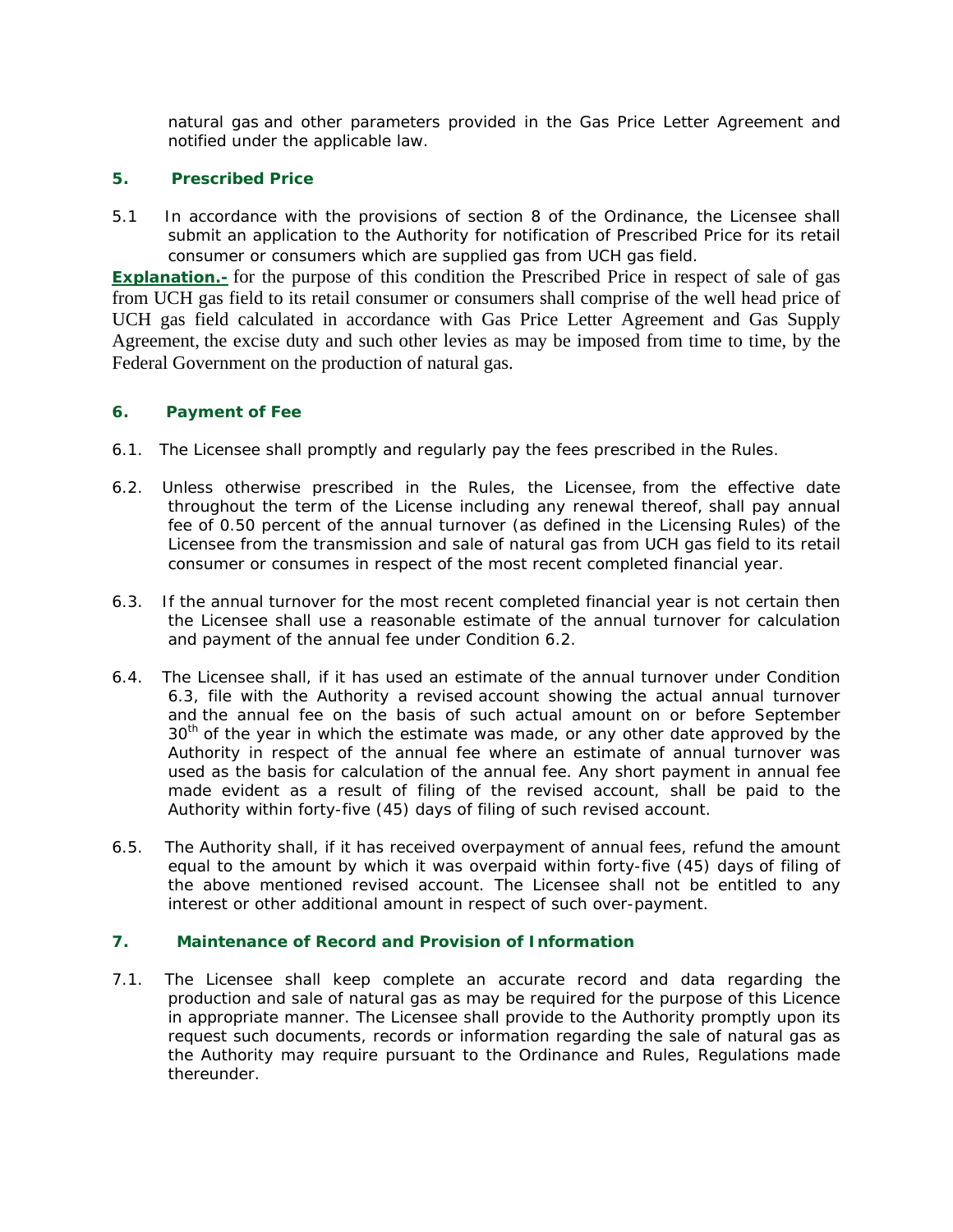natural gas and other parameters provided in the Gas Price Letter Agreement and notified under the applicable law.

## 5. Prescribed Price

5.1 In accordance with the provisions of section 8 of the Ordinance, the Licensee shall submit an application to the Authority for notification of Prescribed Price for its retail consumer or consumers which are supplied gas from UCH gas field.

**Explanation.-** for the purpose of this condition the Prescribed Price in respect of sale of gas from UCH gas field to its retail consumer or consumers shall comprise of the well head price of UCH gas field calculated in accordance with Gas Price Letter Agreement and Gas Supply Agreement, the excise duty and such other levies as may be imposed from time to time, by the Federal Government on the production of natural gas.

## 6. Payment of Fee

6.1. The Licensee shall promptly and regularly pay the fees prescribed in the Rules.

6.2. Unless otherwise prescribed in the Rules, the Licensee, from the effective date throughout the term of the License including any renewal thereof, shall pay annual fee of 0.50 percent of the annual turnover (as defined in the Licensing Rules) of the Licensee from the transmission and sale of natural gas from UCH gas field to its retail consumer or consumes in respect of the most recent completed financial year.

6.3. If the annual turnover for the most recent completed financial year is not certain then the Licensee shall use a reasonable estimate of the annual turnover for calculation and payment of the annual fee under Condition 6.2.

6.4. The Licensee shall, if it has used an estimate of the annual turnover under Condition 6.3, file with the Authority a revised account showing the actual annual turnover and the annual fee on the basis of such actual amount on or before September 30th of the year in which the estimate was made, or any other date approved by the Authority in respect of the annual fee where an estimate of annual turnover was used as the basis for calculation of the annual fee. Any short payment in annual fee made evident as a result of filing of the revised account, shall be paid to the Authority within forty-five (45) days of filing of such revised account.

6.5. The Authority shall, if it has received overpayment of annual fees, refund the amount equal to the amount by which it was overpaid within forty-five (45) days of filing of the above mentioned revised account. The Licensee shall not be entitled to any interest or other additional amount in respect of such over-payment.

## 7. Maintenance of Record and Provision of Information

7.1. The Licensee shall keep complete an accurate record and data regarding the production and sale of natural gas as may be required for the purpose of this Licence in appropriate manner. The Licensee shall provide to the Authority promptly upon its request such documents, records or information regarding the sale of natural gas as the Authority may require pursuant to the Ordinance and Rules, Regulations made thereunder.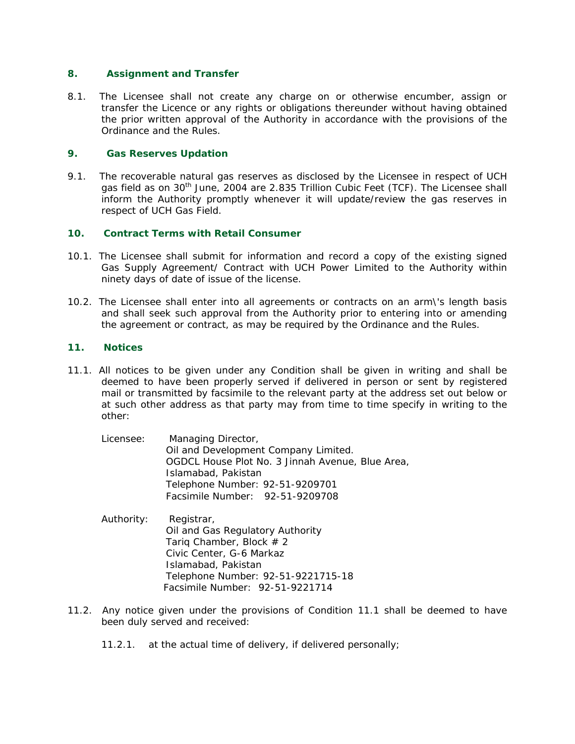## 8. Assignment and Transfer

8.1. The Licensee shall not create any charge on or otherwise encumber, assign or transfer the Licence or any rights or obligations thereunder without having obtained the prior written approval of the Authority in accordance with the provisions of the Ordinance and the Rules.

## 9. Gas Reserves Updation

9.1. The recoverable natural gas reserves as disclosed by the Licensee in respect of UCH gas field as on 30th June, 2004 are 2.835 Trillion Cubic Feet (TCF). The Licensee shall inform the Authority promptly whenever it will update/review the gas reserves in respect of UCH Gas Field.

## 10. Contract Terms with Retail Consumer

10.1. The Licensee shall submit for information and record a copy of the existing signed Gas Supply Agreement/ Contract with UCH Power Limited to the Authority within ninety days of date of issue of the license.

10.2. The Licensee shall enter into all agreements or contracts on an arm\'s length basis and shall seek such approval from the Authority prior to entering into or amending the agreement or contract, as may be required by the Ordinance and the Rules.

## 11. Notices

11.1. All notices to be given under any Condition shall be given in writing and shall be deemed to have been properly served if delivered in person or sent by registered mail or transmitted by facsimile to the relevant party at the address set out below or at such other address as that party may from time to time specify in writing to the other:

Licensee: Managing Director,
Oil and Development Company Limited.
OGDCL House Plot No. 3 Jinnah Avenue, Blue Area,
Islamabad, Pakistan
Telephone Number: 92-51-9209701
Facsimile Number: 92-51-9209708

Authority: Registrar,
Oil and Gas Regulatory Authority
Tariq Chamber, Block # 2
Civic Center, G-6 Markaz
Islamabad, Pakistan
Telephone Number: 92-51-9221715-18
Facsimile Number: 92-51-9221714

11.2. Any notice given under the provisions of Condition 11.1 shall be deemed to have been duly served and received:

11.2.1. at the actual time of delivery, if delivered personally;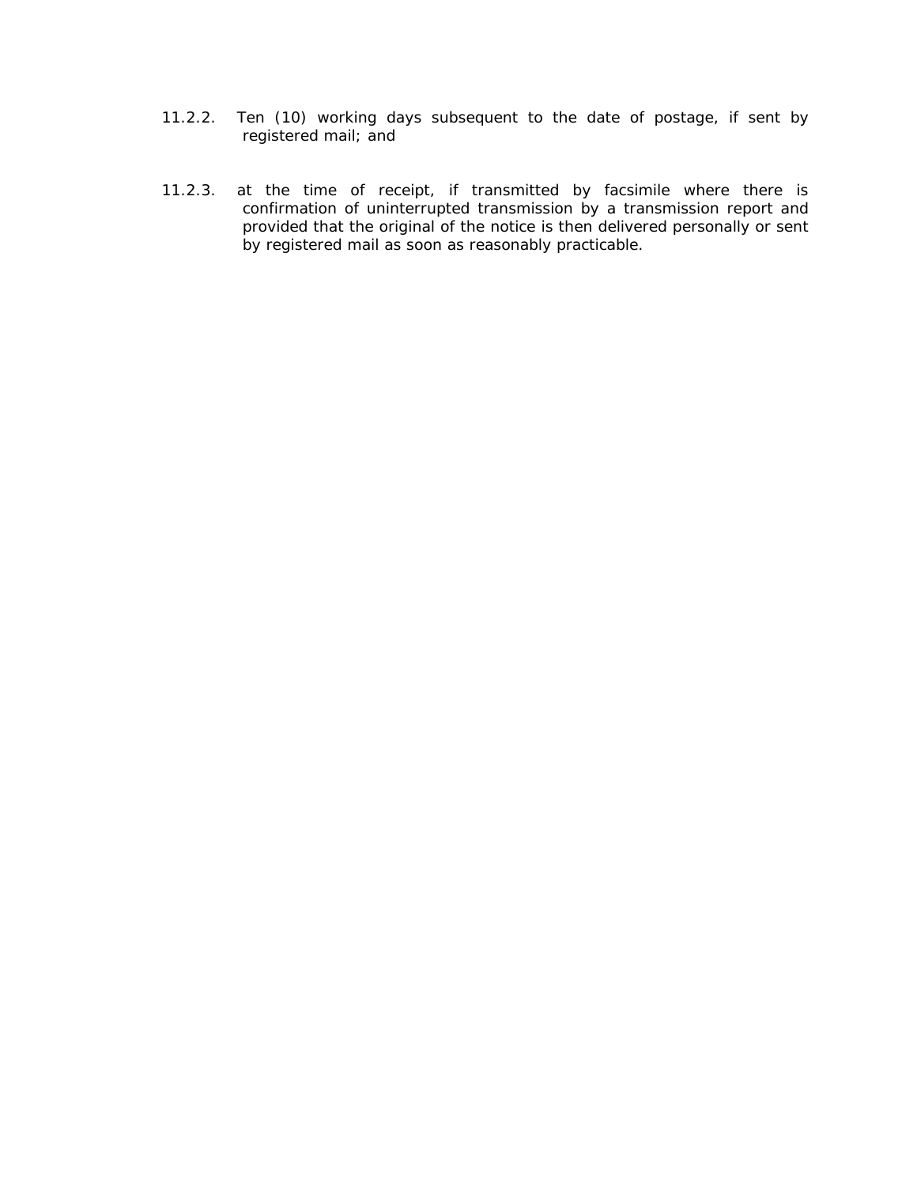11.2.2. Ten (10) working days subsequent to the date of postage, if sent by registered mail; and

11.2.3. at the time of receipt, if transmitted by facsimile where there is confirmation of uninterrupted transmission by a transmission report and provided that the original of the notice is then delivered personally or sent by registered mail as soon as reasonably practicable.